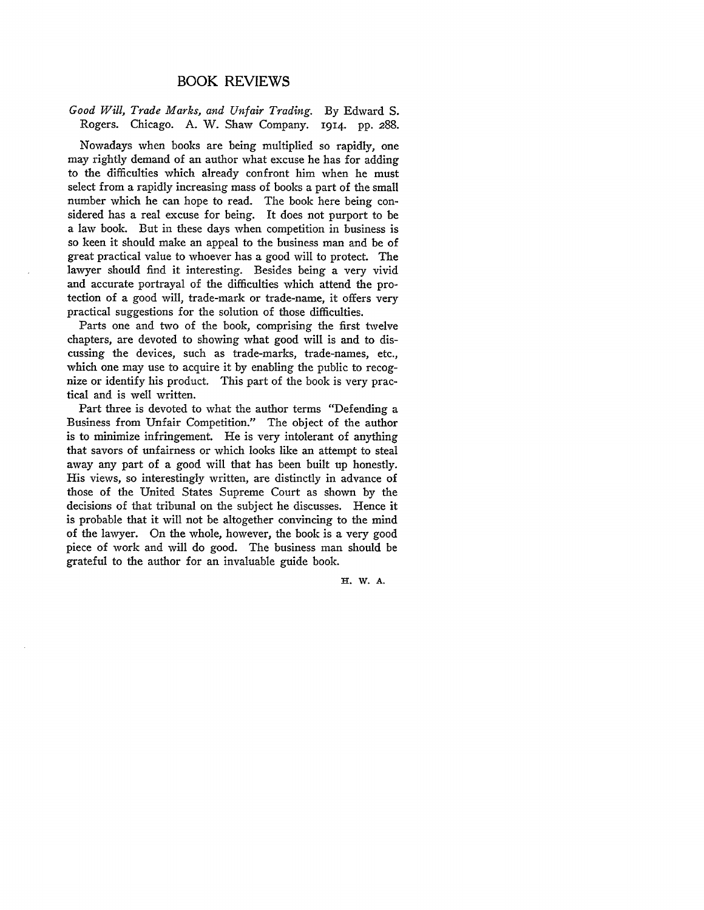# BOOK REVIEWS

*Good Will, Trade Marks, and Unfair Trading.* By Edward S. Rogers. Chicago. A. W. Shaw Company. 1914. pp. 288.

Nowadays when books are being multiplied so rapidly, one may rightly demand of an author what excuse he has for adding to the difficulties which already confront him when he must select from a rapidly increasing mass of books a part of the small number which he can hope to read. The book here being considered has a real excuse for being. It does not purport to be a law book. But in these days when competition in business is so keen it should make an appeal to the business man and be of great practical value to whoever has a good will to protect. The lawyer should find it interesting. Besides being a very vivid and accurate portrayal of the difficulties which attend the protection of a good will, trade-mark or trade-name, it offers very practical suggestions for the solution of those difficulties.

Parts one and two of the book, comprising the first twelve chapters, are devoted to showing what good will is and to discussing the devices, such as trade-marks, trade-names, etc., which one may use to acquire it by enabling the public to recognize or identify his product. This part of the book is very practical and is well written.

Part three is devoted to what the author terms "Defending a Business from Unfair Competition." The object of the author is to minimize infringement. He is very intolerant of anything that savors of unfairness or which looks like an attempt to steal away any part of a good will that has been built up honestly. His views, so interestingly written, are distinctly in advance of those of the United States Supreme Court as shown by the decisions of that tribunal on the subject he discusses. Hence it is probable that it will not be altogether convincing to the mind of the lawyer. On the whole, however, the book is a very good piece of work and will do good. The business man should be grateful to the author for an invaluable guide book.

H. W. A.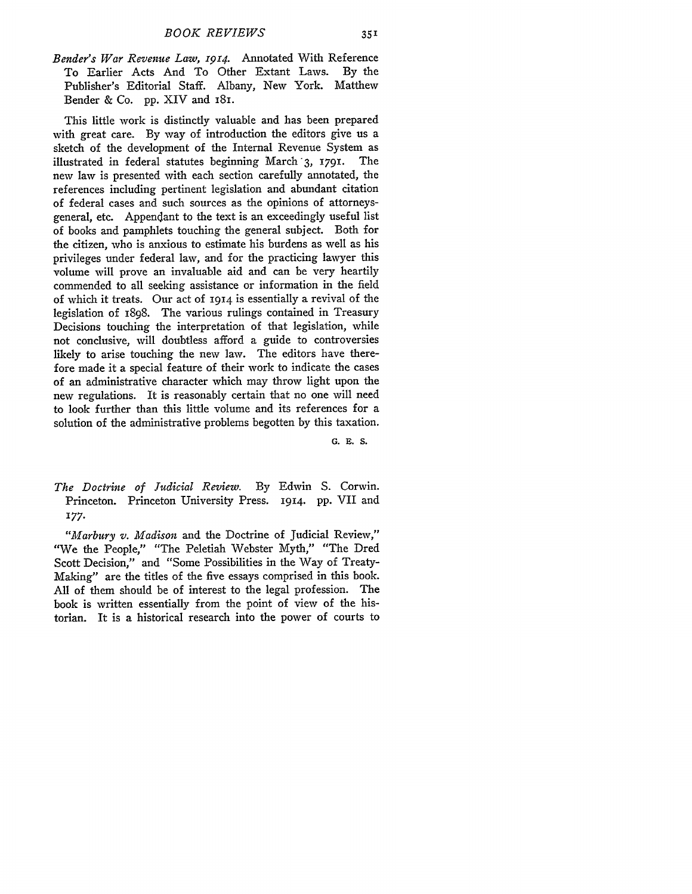*Bender's War Revenue Law, 1914.* Annotated With Reference To Earlier Acts And To Other Extant Laws. By the Publisher's Editorial Staff. Albany, New York. Matthew Bender & Co. pp. XIV and 181.

This little work is distinctly valuable and has been prepared with great care. By way of introduction the editors give us a sketch of the development of the Internal Revenue System as illustrated in federal statutes beginning March 3, 1791. The new law is presented with each section carefully annotated, the references including pertinent legislation and abundant citation of federal cases and such sources as the opinions of attorneys-general, etc. Appendant to the text is an exceedingly useful list of books and pamphlets touching the general subject. Both for the citizen, who is anxious to estimate his burdens as well as his privileges under federal law, and for the practicing lawyer this volume will prove an invaluable aid and can be very heartily commended to all seeking assistance or information in the field of which it treats. Our act of 1914 is essentially a revival of the legislation of 1898. The various rulings contained in Treasury Decisions touching the interpretation of that legislation, while not conclusive, will doubtless afford a guide to controversies likely to arise touching the new law. The editors have therefore made it a special feature of their work to indicate the cases of an administrative character which may throw light upon the new regulations. It is reasonably certain that no one will need to look further than this little volume and its references for a solution of the administrative problems begotten by this taxation.

G. E. S.

*The Doctrine of Judicial Review.* By Edwin S. Corwin. Princeton. Princeton University Press. 1914. pp. VII and 177.

"*Marbury v. Madison* and the Doctrine of Judicial Review," "We the People," "The Peletiah Webster Myth," "The Dred Scott Decision," and "Some Possibilities in the Way of Treaty-Making" are the titles of the five essays comprised in this book. All of them should be of interest to the legal profession. The book is written essentially from the point of view of the historian. It is a historical research into the power of courts to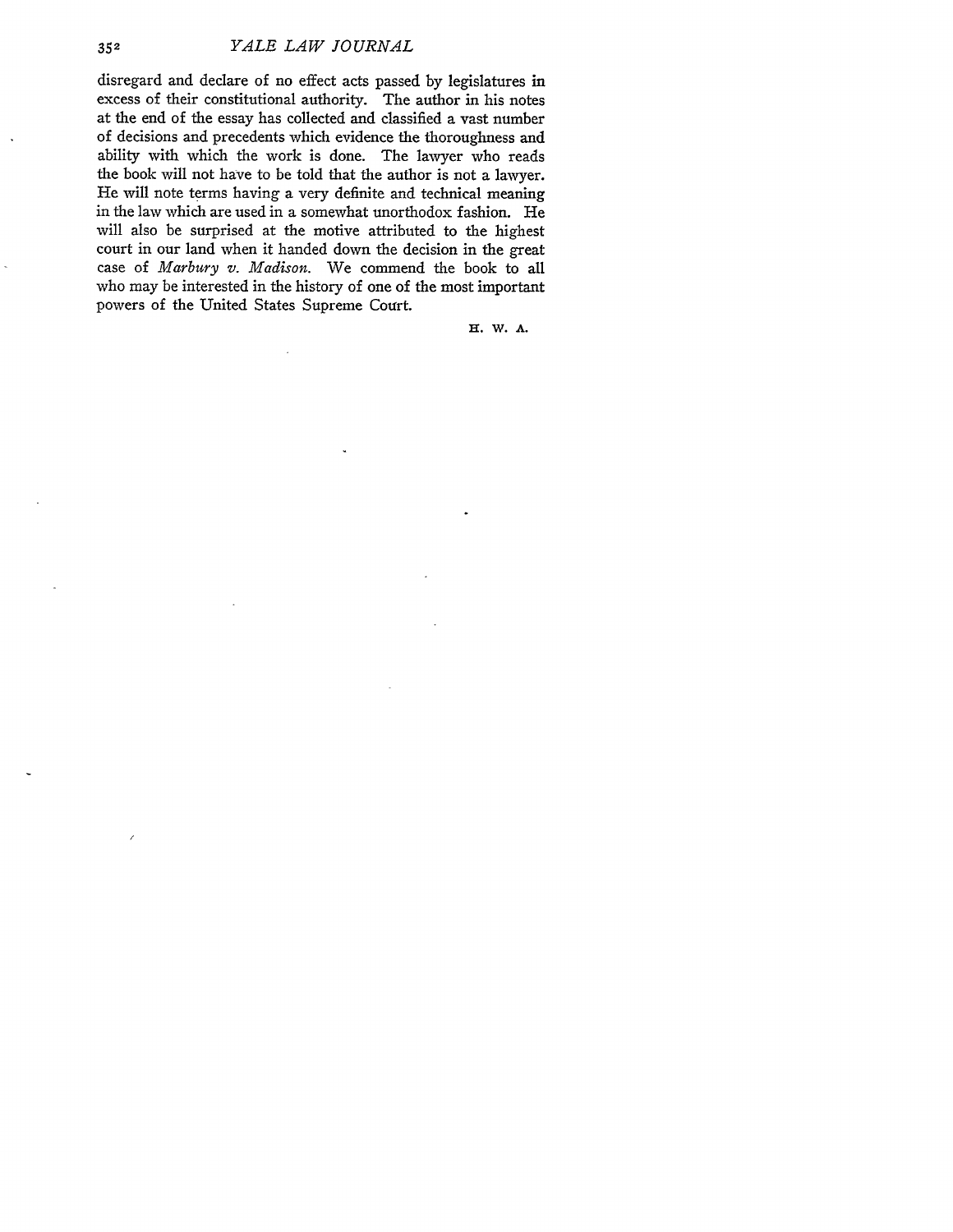disregard and declare of no effect acts passed by legislatures in excess of their constitutional authority. The author in his notes at the end of the essay has collected and classified a vast number of decisions and precedents which evidence the thoroughness and ability with which the work is done. The lawyer who reads the book will not have to be told that the author is not a lawyer. He will note terms having a very definite and technical meaning in the law which are used in a somewhat unorthodox fashion. He will also be surprised at the motive attributed to the highest court in our land when it handed down the decision in the great case of *Marbury v. Madison.* We commend the book to all who may be interested in the history of one of the most important powers of the United States Supreme Court.

H. W. A.